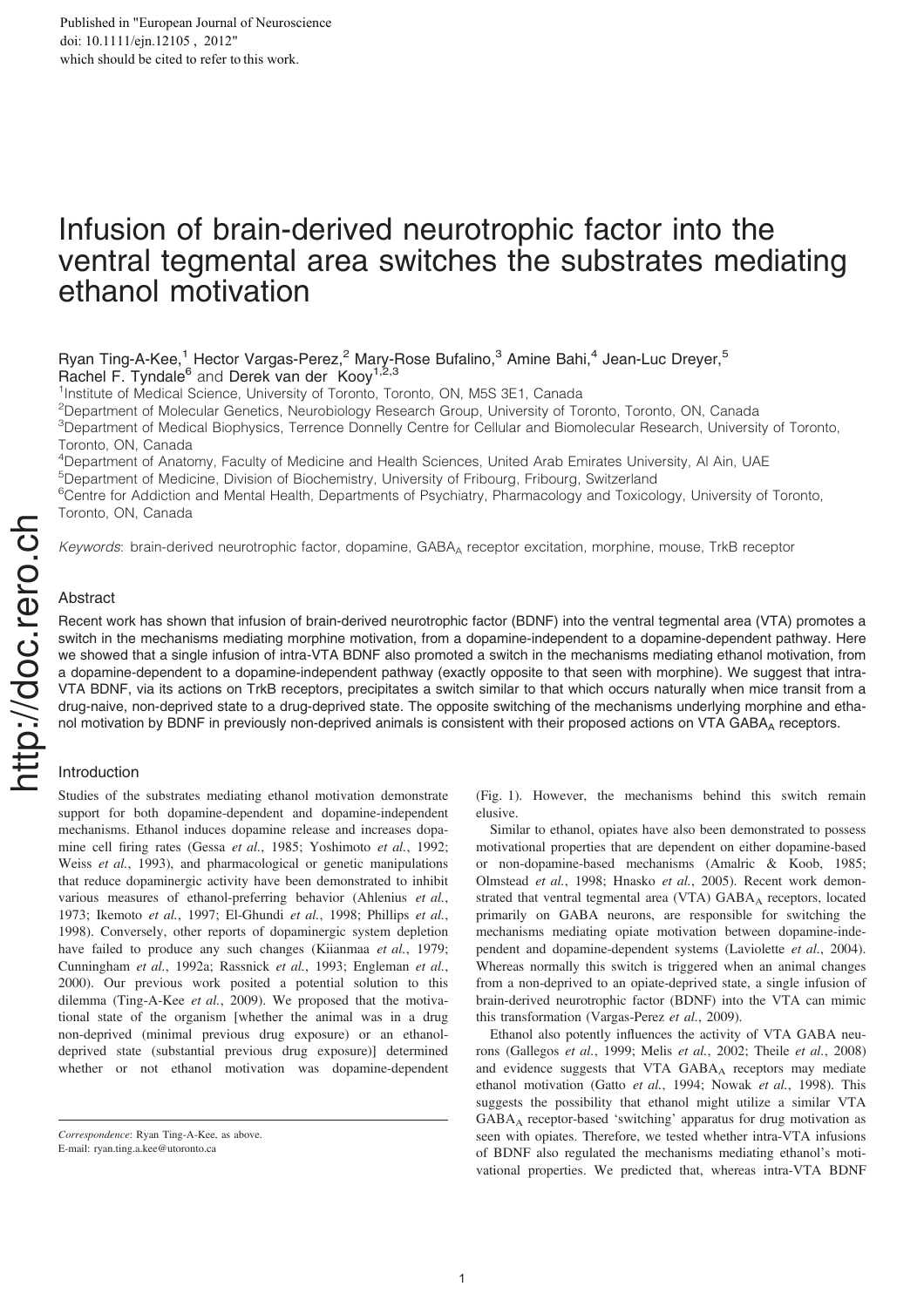Published in "European Journal of Neuroscience
doi: 10.1111/ejn.12105 , 2012"
which should be cited to refer to this work.

# Infusion of brain-derived neurotrophic factor into the ventral tegmental area switches the substrates mediating ethanol motivation

Ryan Ting-A-Kee,[1] Hector Vargas-Perez,[2] Mary-Rose Bufalino,[3] Amine Bahi,[4] Jean-Luc Dreyer,[5] Rachel F. Tyndale[6] and Derek van der Kooy[1,2,3]

[1]Institute of Medical Science, University of Toronto, Toronto, ON, M5S 3E1, Canada
[2]Department of Molecular Genetics, Neurobiology Research Group, University of Toronto, Toronto, ON, Canada
[3]Department of Medical Biophysics, Terrence Donnelly Centre for Cellular and Biomolecular Research, University of Toronto, Toronto, ON, Canada
[4]Department of Anatomy, Faculty of Medicine and Health Sciences, United Arab Emirates University, Al Ain, UAE
[5]Department of Medicine, Division of Biochemistry, University of Fribourg, Fribourg, Switzerland
[6]Centre for Addiction and Mental Health, Departments of Psychiatry, Pharmacology and Toxicology, University of Toronto, Toronto, ON, Canada

*Keywords*: brain-derived neurotrophic factor, dopamine, $GABA_A$ receptor excitation, morphine, mouse, TrkB receptor

## Abstract

Recent work has shown that infusion of brain-derived neurotrophic factor (BDNF) into the ventral tegmental area (VTA) promotes a switch in the mechanisms mediating morphine motivation, from a dopamine-independent to a dopamine-dependent pathway. Here we showed that a single infusion of intra-VTA BDNF also promoted a switch in the mechanisms mediating ethanol motivation, from a dopamine-dependent to a dopamine-independent pathway (exactly opposite to that seen with morphine). We suggest that intra-VTA BDNF, via its actions on TrkB receptors, precipitates a switch similar to that which occurs naturally when mice transit from a drug-naive, non-deprived state to a drug-deprived state. The opposite switching of the mechanisms underlying morphine and ethanol motivation by BDNF in previously non-deprived animals is consistent with their proposed actions on VTA $GABA_A$ receptors.

## Introduction

Studies of the substrates mediating ethanol motivation demonstrate support for both dopamine-dependent and dopamine-independent mechanisms. Ethanol induces dopamine release and increases dopamine cell firing rates (Gessa *et al.*, 1985; Yoshimoto *et al.*, 1992; Weiss *et al.*, 1993), and pharmacological or genetic manipulations that reduce dopaminergic activity have been demonstrated to inhibit various measures of ethanol-preferring behavior (Ahlenius *et al.*, 1973; Ikemoto *et al.*, 1997; El-Ghundi *et al.*, 1998; Phillips *et al.*, 1998). Conversely, other reports of dopaminergic system depletion have failed to produce any such changes (Kiianmaa *et al.*, 1979; Cunningham *et al.*, 1992a; Rassnick *et al.*, 1993; Engleman *et al.*, 2000). Our previous work posited a potential solution to this dilemma (Ting-A-Kee *et al.*, 2009). We proposed that the motivational state of the organism [whether the animal was in a drug non-deprived (minimal previous drug exposure) or an ethanol-deprived state (substantial previous drug exposure)] determined whether or not ethanol motivation was dopamine-dependent (Fig. 1). However, the mechanisms behind this switch remain elusive.

Similar to ethanol, opiates have also been demonstrated to possess motivational properties that are dependent on either dopamine-based or non-dopamine-based mechanisms (Amalric & Koob, 1985; Olmstead *et al.*, 1998; Hnasko *et al.*, 2005). Recent work demonstrated that ventral tegmental area (VTA) $GABA_A$ receptors, located primarily on GABA neurons, are responsible for switching the mechanisms mediating opiate motivation between dopamine-independent and dopamine-dependent systems (Laviolette *et al.*, 2004). Whereas normally this switch is triggered when an animal changes from a non-deprived to an opiate-deprived state, a single infusion of brain-derived neurotrophic factor (BDNF) into the VTA can mimic this transformation (Vargas-Perez *et al.*, 2009).

Ethanol also potently influences the activity of VTA GABA neurons (Gallegos *et al.*, 1999; Melis *et al.*, 2002; Theile *et al.*, 2008) and evidence suggests that VTA $GABA_A$ receptors may mediate ethanol motivation (Gatto *et al.*, 1994; Nowak *et al.*, 1998). This suggests the possibility that ethanol might utilize a similar VTA $GABA_A$ receptor-based 'switching' apparatus for drug motivation as seen with opiates. Therefore, we tested whether intra-VTA infusions of BDNF also regulated the mechanisms mediating ethanol's motivational properties. We predicted that, whereas intra-VTA BDNF

*Correspondence*: Ryan Ting-A-Kee, as above.
E-mail: ryan.ting.a.kee@utoronto.ca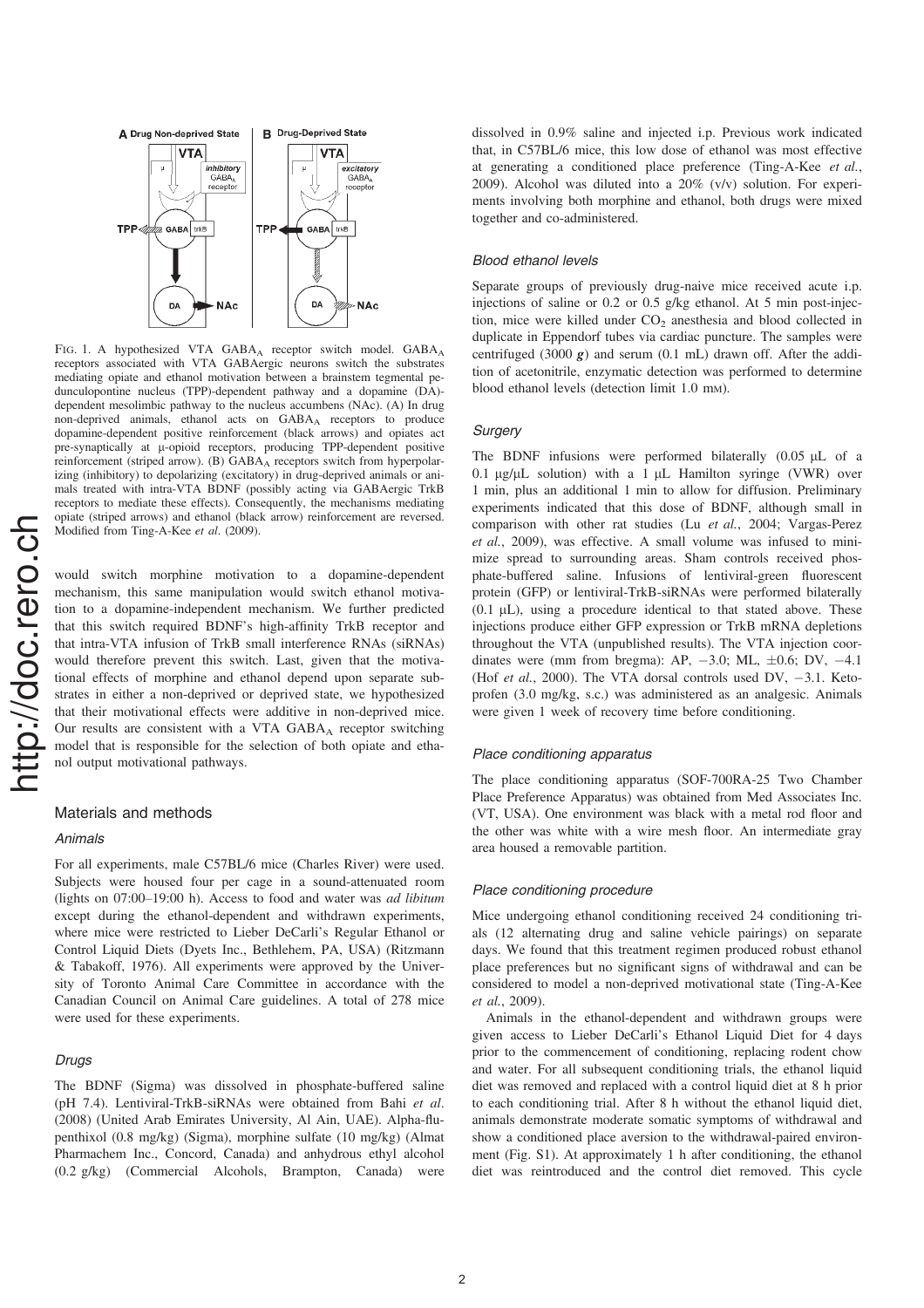FIG. 1. A hypothesized VTA $GABA_A$ receptor switch model. $GABA_A$ receptors associated with VTA GABAergic neurons switch the substrates mediating opiate and ethanol motivation between a brainstem tegmental pedunculopontine nucleus (TPP)-dependent pathway and a dopamine (DA)-dependent mesolimbic pathway to the nucleus accumbens (NAc). (A) In drug non-deprived animals, ethanol acts on $GABA_A$ receptors to produce dopamine-dependent positive reinforcement (black arrows) and opiates act pre-synaptically at μ-opioid receptors, producing TPP-dependent positive reinforcement (striped arrow). (B) $GABA_A$ receptors switch from hyperpolarizing (inhibitory) to depolarizing (excitatory) in drug-deprived animals or animals treated with intra-VTA BDNF (possibly acting via GABAergic TrkB receptors to mediate these effects). Consequently, the mechanisms mediating opiate (striped arrows) and ethanol (black arrow) reinforcement are reversed. Modified from Ting-A-Kee *et al.* (2009).

would switch morphine motivation to a dopamine-dependent mechanism, this same manipulation would switch ethanol motivation to a dopamine-independent mechanism. We further predicted that this switch required BDNF's high-affinity TrkB receptor and that intra-VTA infusion of TrkB small interference RNAs (siRNAs) would therefore prevent this switch. Last, given that the motivational effects of morphine and ethanol depend upon separate substrates in either a non-deprived or deprived state, we hypothesized that their motivational effects were additive in non-deprived mice. Our results are consistent with a VTA $GABA_A$ receptor switching model that is responsible for the selection of both opiate and ethanol output motivational pathways.

## Materials and methods

### Animals

For all experiments, male C57BL/6 mice (Charles River) were used. Subjects were housed four per cage in a sound-attenuated room (lights on 07:00–19:00 h). Access to food and water was *ad libitum* except during the ethanol-dependent and withdrawn experiments, where mice were restricted to Lieber DeCarli's Regular Ethanol or Control Liquid Diets (Dyets Inc., Bethlehem, PA, USA) (Ritzmann & Tabakoff, 1976). All experiments were approved by the University of Toronto Animal Care Committee in accordance with the Canadian Council on Animal Care guidelines. A total of 278 mice were used for these experiments.

### Drugs

The BDNF (Sigma) was dissolved in phosphate-buffered saline (pH 7.4). Lentiviral-TrkB-siRNAs were obtained from Bahi *et al.* (2008) (United Arab Emirates University, Al Ain, UAE). Alpha-flupenthixol (0.8 mg/kg) (Sigma), morphine sulfate (10 mg/kg) (Almat Pharmachem Inc., Concord, Canada) and anhydrous ethyl alcohol (0.2 g/kg) (Commercial Alcohols, Brampton, Canada) were dissolved in 0.9% saline and injected i.p. Previous work indicated that, in C57BL/6 mice, this low dose of ethanol was most effective at generating a conditioned place preference (Ting-A-Kee *et al.*, 2009). Alcohol was diluted into a 20% (v/v) solution. For experiments involving both morphine and ethanol, both drugs were mixed together and co-administered.

### Blood ethanol levels

Separate groups of previously drug-naive mice received acute i.p. injections of saline or 0.2 or 0.5 g/kg ethanol. At 5 min post-injection, mice were killed under $CO_2$ anesthesia and blood collected in duplicate in Eppendorf tubes via cardiac puncture. The samples were centrifuged (3000 ***g***) and serum (0.1 mL) drawn off. After the addition of acetonitrile, enzymatic detection was performed to determine blood ethanol levels (detection limit 1.0 mM).

### Surgery

The BDNF infusions were performed bilaterally (0.05 μL of a 0.1 μg/μL solution) with a 1 μL Hamilton syringe (VWR) over 1 min, plus an additional 1 min to allow for diffusion. Preliminary experiments indicated that this dose of BDNF, although small in comparison with other rat studies (Lu *et al.*, 2004; Vargas-Perez *et al.*, 2009), was effective. A small volume was infused to minimize spread to surrounding areas. Sham controls received phosphate-buffered saline. Infusions of lentiviral-green fluorescent protein (GFP) or lentiviral-TrkB-siRNAs were performed bilaterally (0.1 μL), using a procedure identical to that stated above. These injections produce either GFP expression or TrkB mRNA depletions throughout the VTA (unpublished results). The VTA injection coordinates were (mm from bregma): AP, −3.0; ML, ±0.6; DV, −4.1 (Hof *et al.*, 2000). The VTA dorsal controls used DV, −3.1. Ketoprofen (3.0 mg/kg, s.c.) was administered as an analgesic. Animals were given 1 week of recovery time before conditioning.

### Place conditioning apparatus

The place conditioning apparatus (SOF-700RA-25 Two Chamber Place Preference Apparatus) was obtained from Med Associates Inc. (VT, USA). One environment was black with a metal rod floor and the other was white with a wire mesh floor. An intermediate gray area housed a removable partition.

### Place conditioning procedure

Mice undergoing ethanol conditioning received 24 conditioning trials (12 alternating drug and saline vehicle pairings) on separate days. We found that this treatment regimen produced robust ethanol place preferences but no significant signs of withdrawal and can be considered to model a non-deprived motivational state (Ting-A-Kee *et al.*, 2009).

Animals in the ethanol-dependent and withdrawn groups were given access to Lieber DeCarli's Ethanol Liquid Diet for 4 days prior to the commencement of conditioning, replacing rodent chow and water. For all subsequent conditioning trials, the ethanol liquid diet was removed and replaced with a control liquid diet at 8 h prior to each conditioning trial. After 8 h without the ethanol liquid diet, animals demonstrate moderate somatic symptoms of withdrawal and show a conditioned place aversion to the withdrawal-paired environment (Fig. S1). At approximately 1 h after conditioning, the ethanol diet was reintroduced and the control diet removed. This cycle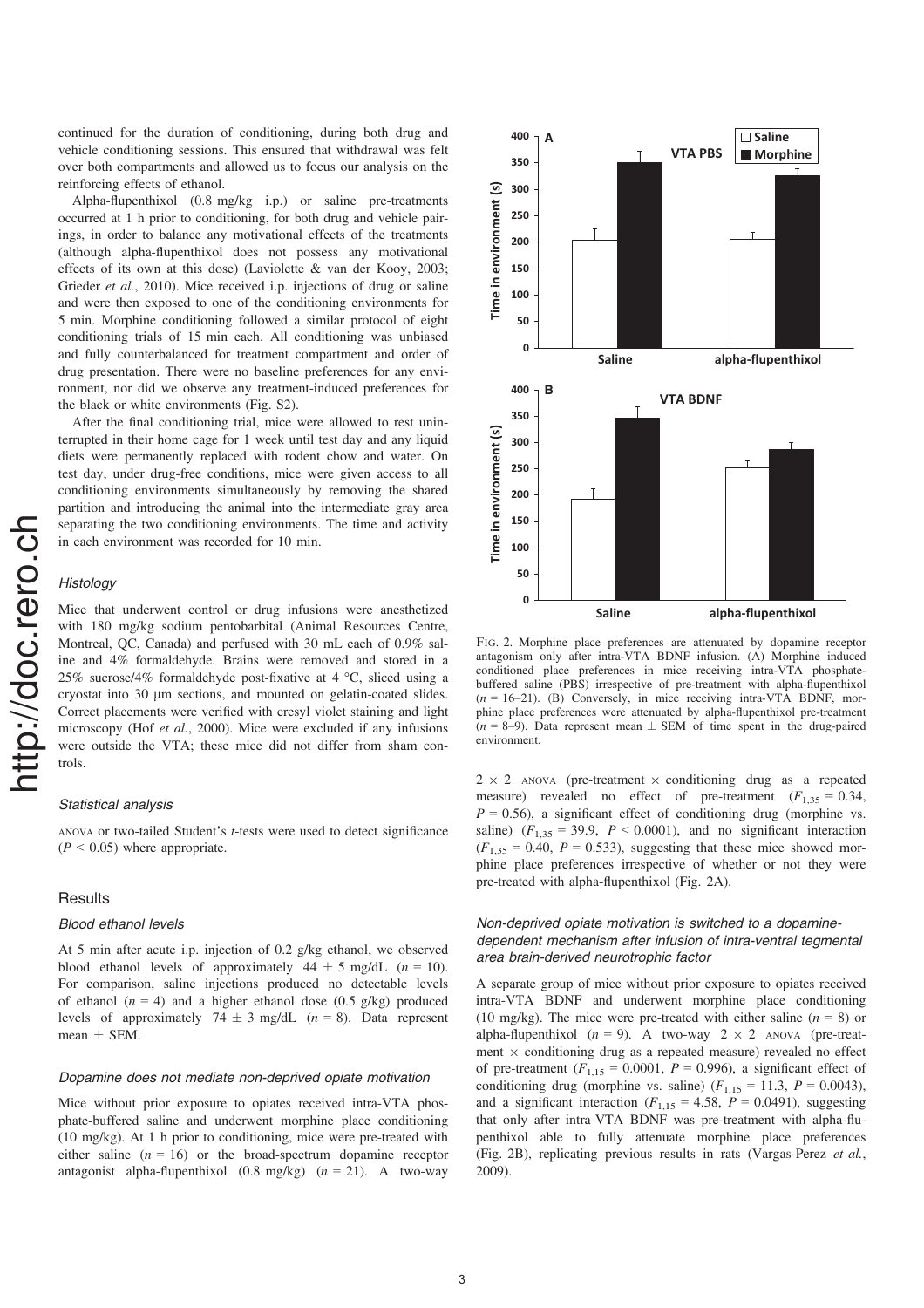continued for the duration of conditioning, during both drug and vehicle conditioning sessions. This ensured that withdrawal was felt over both compartments and allowed us to focus our analysis on the reinforcing effects of ethanol.

Alpha-flupenthixol (0.8 mg/kg i.p.) or saline pre-treatments occurred at 1 h prior to conditioning, for both drug and vehicle pairings, in order to balance any motivational effects of the treatments (although alpha-flupenthixol does not possess any motivational effects of its own at this dose) (Laviolette & van der Kooy, 2003; Grieder *et al.*, 2010). Mice received i.p. injections of drug or saline and were then exposed to one of the conditioning environments for 5 min. Morphine conditioning followed a similar protocol of eight conditioning trials of 15 min each. All conditioning was unbiased and fully counterbalanced for treatment compartment and order of drug presentation. There were no baseline preferences for any environment, nor did we observe any treatment-induced preferences for the black or white environments (Fig. S2).

After the final conditioning trial, mice were allowed to rest uninterrupted in their home cage for 1 week until test day and any liquid diets were permanently replaced with rodent chow and water. On test day, under drug-free conditions, mice were given access to all conditioning environments simultaneously by removing the shared partition and introducing the animal into the intermediate gray area separating the two conditioning environments. The time and activity in each environment was recorded for 10 min.

### *Histology*

Mice that underwent control or drug infusions were anesthetized with 180 mg/kg sodium pentobarbital (Animal Resources Centre, Montreal, QC, Canada) and perfused with 30 mL each of 0.9% saline and 4% formaldehyde. Brains were removed and stored in a 25% sucrose/4% formaldehyde post-fixative at 4 °C, sliced using a cryostat into 30 μm sections, and mounted on gelatin-coated slides. Correct placements were verified with cresyl violet staining and light microscopy (Hof *et al.*, 2000). Mice were excluded if any infusions were outside the VTA; these mice did not differ from sham controls.

### *Statistical analysis*

ANOVA or two-tailed Student's *t*-tests were used to detect significance ($P < 0.05$) where appropriate.

## Results

### *Blood ethanol levels*

At 5 min after acute i.p. injection of 0.2 g/kg ethanol, we observed blood ethanol levels of approximately $44 \pm 5$ mg/dL ($n = 10$). For comparison, saline injections produced no detectable levels of ethanol ($n = 4$) and a higher ethanol dose (0.5 g/kg) produced levels of approximately $74 \pm 3$ mg/dL ($n = 8$). Data represent mean ± SEM.

### *Dopamine does not mediate non-deprived opiate motivation*

Mice without prior exposure to opiates received intra-VTA phosphate-buffered saline and underwent morphine place conditioning (10 mg/kg). At 1 h prior to conditioning, mice were pre-treated with either saline ($n = 16$) or the broad-spectrum dopamine receptor antagonist alpha-flupenthixol (0.8 mg/kg) ($n = 21$). A two-way $2 \times 2$ ANOVA (pre-treatment × conditioning drug as a repeated measure) revealed no effect of pre-treatment ($F_{1,35} = 0.34$, $P = 0.56$), a significant effect of conditioning drug (morphine vs. saline) ($F_{1,35} = 39.9$, $P < 0.0001$), and no significant interaction ($F_{1,35} = 0.40$, $P = 0.533$), suggesting that these mice showed morphine place preferences irrespective of whether or not they were pre-treated with alpha-flupenthixol (Fig. 2A).

FIG. 2. Morphine place preferences are attenuated by dopamine receptor antagonism only after intra-VTA BDNF infusion. (A) Morphine induced conditioned place preferences in mice receiving intra-VTA phosphate-buffered saline (PBS) irrespective of pre-treatment with alpha-flupenthixol ($n = 16$–21). (B) Conversely, in mice receiving intra-VTA BDNF, morphine place preferences were attenuated by alpha-flupenthixol pre-treatment ($n = 8$–9). Data represent mean ± SEM of time spent in the drug-paired environment.

### *Non-deprived opiate motivation is switched to a dopamine-dependent mechanism after infusion of intra-ventral tegmental area brain-derived neurotrophic factor*

A separate group of mice without prior exposure to opiates received intra-VTA BDNF and underwent morphine place conditioning (10 mg/kg). The mice were pre-treated with either saline ($n = 8$) or alpha-flupenthixol ($n = 9$). A two-way $2 \times 2$ ANOVA (pre-treatment × conditioning drug as a repeated measure) revealed no effect of pre-treatment ($F_{1,15} = 0.0001$, $P = 0.996$), a significant effect of conditioning drug (morphine vs. saline) ($F_{1,15} = 11.3$, $P = 0.0043$), and a significant interaction ($F_{1,15} = 4.58$, $P = 0.0491$), suggesting that only after intra-VTA BDNF was pre-treatment with alpha-flupenthixol able to fully attenuate morphine place preferences (Fig. 2B), replicating previous results in rats (Vargas-Perez *et al.*, 2009).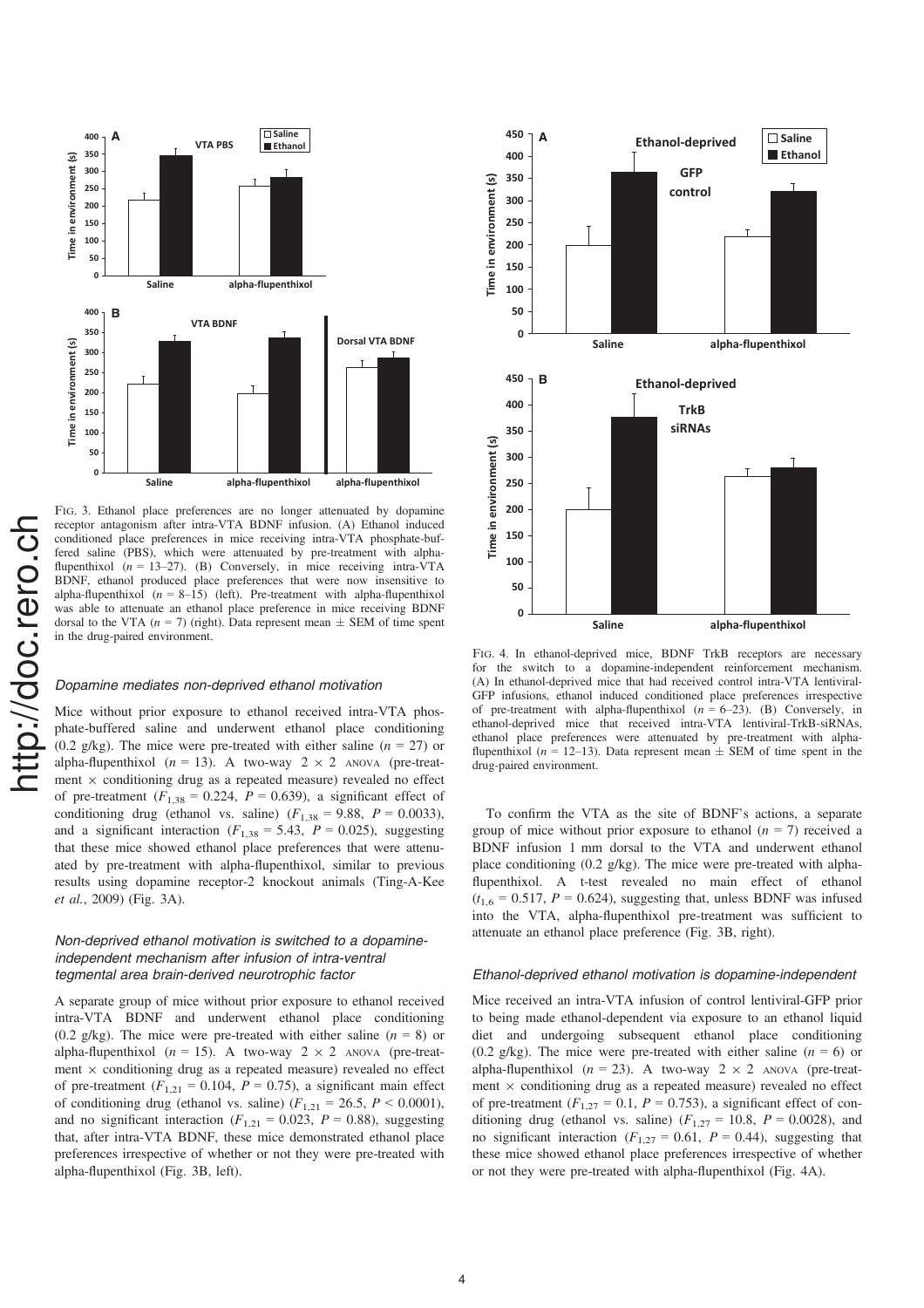FIG. 3. Ethanol place preferences are no longer attenuated by dopamine receptor antagonism after intra-VTA BDNF infusion. (A) Ethanol induced conditioned place preferences in mice receiving intra-VTA phosphate-buffered saline (PBS), which were attenuated by pre-treatment with alpha-flupenthixol ($n$ = 13–27). (B) Conversely, in mice receiving intra-VTA BDNF, ethanol produced place preferences that were now insensitive to alpha-flupenthixol ($n$ = 8–15) (left). Pre-treatment with alpha-flupenthixol was able to attenuate an ethanol place preference in mice receiving BDNF dorsal to the VTA ($n$ = 7) (right). Data represent mean ± SEM of time spent in the drug-paired environment.

### *Dopamine mediates non-deprived ethanol motivation*

Mice without prior exposure to ethanol received intra-VTA phosphate-buffered saline and underwent ethanol place conditioning (0.2 g/kg). The mice were pre-treated with either saline ($n$ = 27) or alpha-flupenthixol ($n$ = 13). A two-way 2 × 2 ANOVA (pre-treatment × conditioning drug as a repeated measure) revealed no effect of pre-treatment ($F_{1,38}$ = 0.224, $P$ = 0.639), a significant effect of conditioning drug (ethanol vs. saline) ($F_{1,38}$ = 9.88, $P$ = 0.0033), and a significant interaction ($F_{1,38}$ = 5.43, $P$ = 0.025), suggesting that these mice showed ethanol place preferences that were attenuated by pre-treatment with alpha-flupenthixol, similar to previous results using dopamine receptor-2 knockout animals (Ting-A-Kee *et al.*, 2009) (Fig. 3A).

### *Non-deprived ethanol motivation is switched to a dopamine-independent mechanism after infusion of intra-ventral tegmental area brain-derived neurotrophic factor*

A separate group of mice without prior exposure to ethanol received intra-VTA BDNF and underwent ethanol place conditioning (0.2 g/kg). The mice were pre-treated with either saline ($n$ = 8) or alpha-flupenthixol ($n$ = 15). A two-way 2 × 2 ANOVA (pre-treatment × conditioning drug as a repeated measure) revealed no effect of pre-treatment ($F_{1,21}$ = 0.104, $P$ = 0.75), a significant main effect of conditioning drug (ethanol vs. saline) ($F_{1,21}$ = 26.5, $P$ < 0.0001), and no significant interaction ($F_{1,21}$ = 0.023, $P$ = 0.88), suggesting that, after intra-VTA BDNF, these mice demonstrated ethanol place preferences irrespective of whether or not they were pre-treated with alpha-flupenthixol (Fig. 3B, left).

FIG. 4. In ethanol-deprived mice, BDNF TrkB receptors are necessary for the switch to a dopamine-independent reinforcement mechanism. (A) In ethanol-deprived mice that had received control intra-VTA lentiviral-GFP infusions, ethanol induced conditioned place preferences irrespective of pre-treatment with alpha-flupenthixol ($n$ = 6–23). (B) Conversely, in ethanol-deprived mice that received intra-VTA lentiviral-TrkB-siRNAs, ethanol place preferences were attenuated by pre-treatment with alpha-flupenthixol ($n$ = 12–13). Data represent mean ± SEM of time spent in the drug-paired environment.

To confirm the VTA as the site of BDNF's actions, a separate group of mice without prior exposure to ethanol ($n$ = 7) received a BDNF infusion 1 mm dorsal to the VTA and underwent ethanol place conditioning (0.2 g/kg). The mice were pre-treated with alpha-flupenthixol. A t-test revealed no main effect of ethanol ($t_{1,6}$ = 0.517, $P$ = 0.624), suggesting that, unless BDNF was infused into the VTA, alpha-flupenthixol pre-treatment was sufficient to attenuate an ethanol place preference (Fig. 3B, right).

### *Ethanol-deprived ethanol motivation is dopamine-independent*

Mice received an intra-VTA infusion of control lentiviral-GFP prior to being made ethanol-dependent via exposure to an ethanol liquid diet and undergoing subsequent ethanol place conditioning (0.2 g/kg). The mice were pre-treated with either saline ($n$ = 6) or alpha-flupenthixol ($n$ = 23). A two-way 2 × 2 ANOVA (pre-treatment × conditioning drug as a repeated measure) revealed no effect of pre-treatment ($F_{1,27}$ = 0.1, $P$ = 0.753), a significant effect of conditioning drug (ethanol vs. saline) ($F_{1,27}$ = 10.8, $P$ = 0.0028), and no significant interaction ($F_{1,27}$ = 0.61, $P$ = 0.44), suggesting that these mice showed ethanol place preferences irrespective of whether or not they were pre-treated with alpha-flupenthixol (Fig. 4A).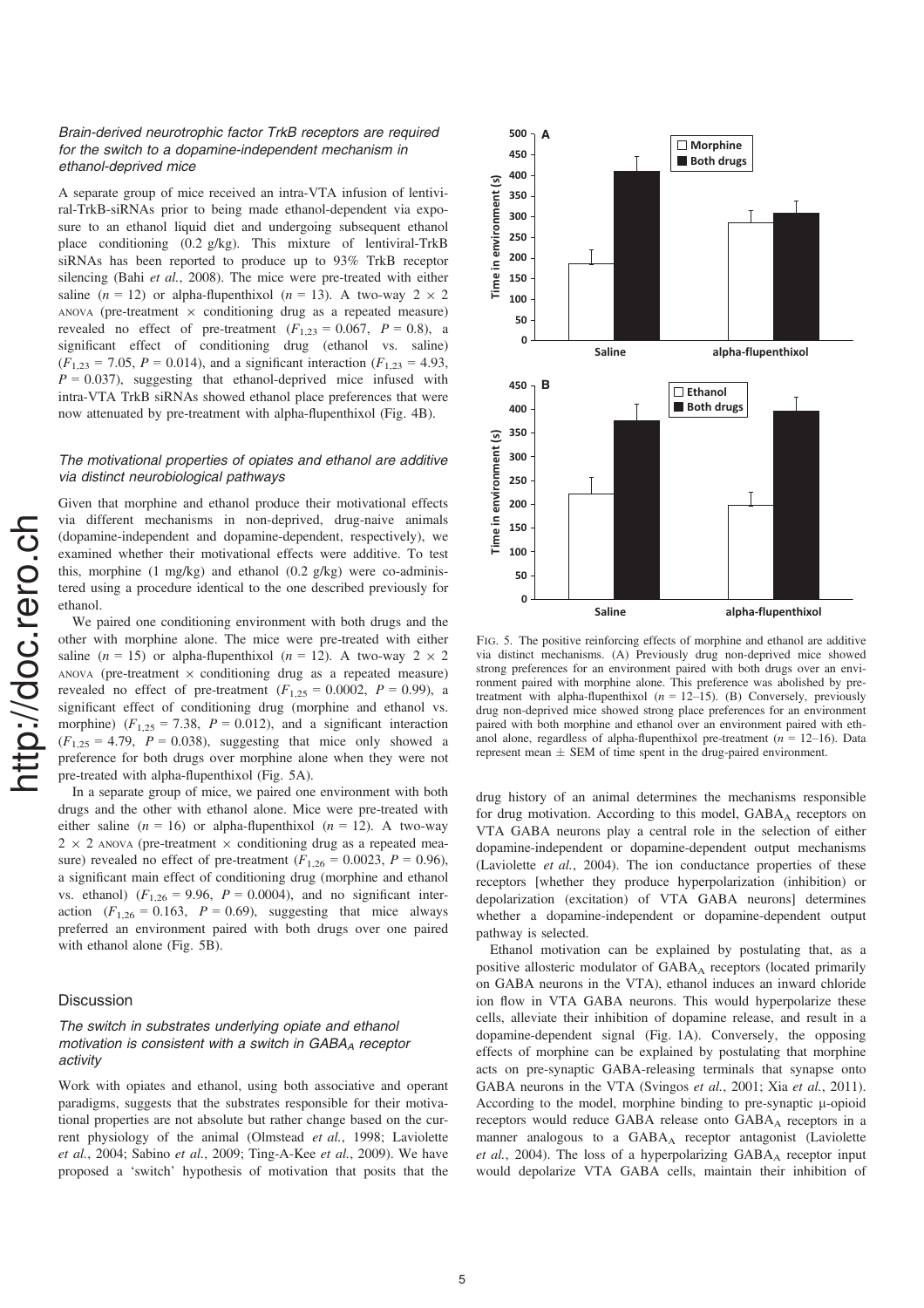### *Brain-derived neurotrophic factor TrkB receptors are required for the switch to a dopamine-independent mechanism in ethanol-deprived mice*

A separate group of mice received an intra-VTA infusion of lentiviral-TrkB-siRNAs prior to being made ethanol-dependent via exposure to an ethanol liquid diet and undergoing subsequent ethanol place conditioning (0.2 g/kg). This mixture of lentiviral-TrkB siRNAs has been reported to produce up to 93% TrkB receptor silencing (Bahi *et al.*, 2008). The mice were pre-treated with either saline ($n = 12$) or alpha-flupenthixol ($n = 13$). A two-way $2 \times 2$ ANOVA (pre-treatment × conditioning drug as a repeated measure) revealed no effect of pre-treatment ($F_{1,23} = 0.067$, $P = 0.8$), a significant effect of conditioning drug (ethanol vs. saline) ($F_{1,23} = 7.05$, $P = 0.014$), and a significant interaction ($F_{1,23} = 4.93$, $P = 0.037$), suggesting that ethanol-deprived mice infused with intra-VTA TrkB siRNAs showed ethanol place preferences that were now attenuated by pre-treatment with alpha-flupenthixol (Fig. 4B).

### *The motivational properties of opiates and ethanol are additive via distinct neurobiological pathways*

Given that morphine and ethanol produce their motivational effects via different mechanisms in non-deprived, drug-naive animals (dopamine-independent and dopamine-dependent, respectively), we examined whether their motivational effects were additive. To test this, morphine (1 mg/kg) and ethanol (0.2 g/kg) were co-administered using a procedure identical to the one described previously for ethanol.

We paired one conditioning environment with both drugs and the other with morphine alone. The mice were pre-treated with either saline ($n = 15$) or alpha-flupenthixol ($n = 12$). A two-way $2 \times 2$ ANOVA (pre-treatment × conditioning drug as a repeated measure) revealed no effect of pre-treatment ($F_{1,25} = 0.0002$, $P = 0.99$), a significant effect of conditioning drug (morphine and ethanol vs. morphine) ($F_{1,25} = 7.38$, $P = 0.012$), and a significant interaction ($F_{1,25} = 4.79$, $P = 0.038$), suggesting that mice only showed a preference for both drugs over morphine alone when they were not pre-treated with alpha-flupenthixol (Fig. 5A).

In a separate group of mice, we paired one environment with both drugs and the other with ethanol alone. Mice were pre-treated with either saline ($n = 16$) or alpha-flupenthixol ($n = 12$). A two-way $2 \times 2$ ANOVA (pre-treatment × conditioning drug as a repeated measure) revealed no effect of pre-treatment ($F_{1,26} = 0.0023$, $P = 0.96$), a significant main effect of conditioning drug (morphine and ethanol vs. ethanol) ($F_{1,26} = 9.96$, $P = 0.0004$), and no significant interaction ($F_{1,26} = 0.163$, $P = 0.69$), suggesting that mice always preferred an environment paired with both drugs over one paired with ethanol alone (Fig. 5B).

FIG. 5. The positive reinforcing effects of morphine and ethanol are additive via distinct mechanisms. (A) Previously drug non-deprived mice showed strong preferences for an environment paired with both drugs over an environment paired with morphine alone. This preference was abolished by pre-treatment with alpha-flupenthixol ($n = 12$–$15$). (B) Conversely, previously drug non-deprived mice showed strong place preferences for an environment paired with both morphine and ethanol over an environment paired with ethanol alone, regardless of alpha-flupenthixol pre-treatment ($n = 12$–$16$). Data represent mean ± SEM of time spent in the drug-paired environment.

## Discussion

### *The switch in substrates underlying opiate and ethanol motivation is consistent with a switch in $GABA_A$ receptor activity*

Work with opiates and ethanol, using both associative and operant paradigms, suggests that the substrates responsible for their motivational properties are not absolute but rather change based on the current physiology of the animal (Olmstead *et al.*, 1998; Laviolette *et al.*, 2004; Sabino *et al.*, 2009; Ting-A-Kee *et al.*, 2009). We have proposed a 'switch' hypothesis of motivation that posits that the drug history of an animal determines the mechanisms responsible for drug motivation. According to this model, $GABA_A$ receptors on VTA GABA neurons play a central role in the selection of either dopamine-independent or dopamine-dependent output mechanisms (Laviolette *et al.*, 2004). The ion conductance properties of these receptors [whether they produce hyperpolarization (inhibition) or depolarization (excitation) of VTA GABA neurons] determines whether a dopamine-independent or dopamine-dependent output pathway is selected.

Ethanol motivation can be explained by postulating that, as a positive allosteric modulator of $GABA_A$ receptors (located primarily on GABA neurons in the VTA), ethanol induces an inward chloride ion flow in VTA GABA neurons. This would hyperpolarize these cells, alleviate their inhibition of dopamine release, and result in a dopamine-dependent signal (Fig. 1A). Conversely, the opposing effects of morphine can be explained by postulating that morphine acts on pre-synaptic GABA-releasing terminals that synapse onto GABA neurons in the VTA (Svingos *et al.*, 2001; Xia *et al.*, 2011). According to the model, morphine binding to pre-synaptic μ-opioid receptors would reduce GABA release onto $GABA_A$ receptors in a manner analogous to a $GABA_A$ receptor antagonist (Laviolette *et al.*, 2004). The loss of a hyperpolarizing $GABA_A$ receptor input would depolarize VTA GABA cells, maintain their inhibition of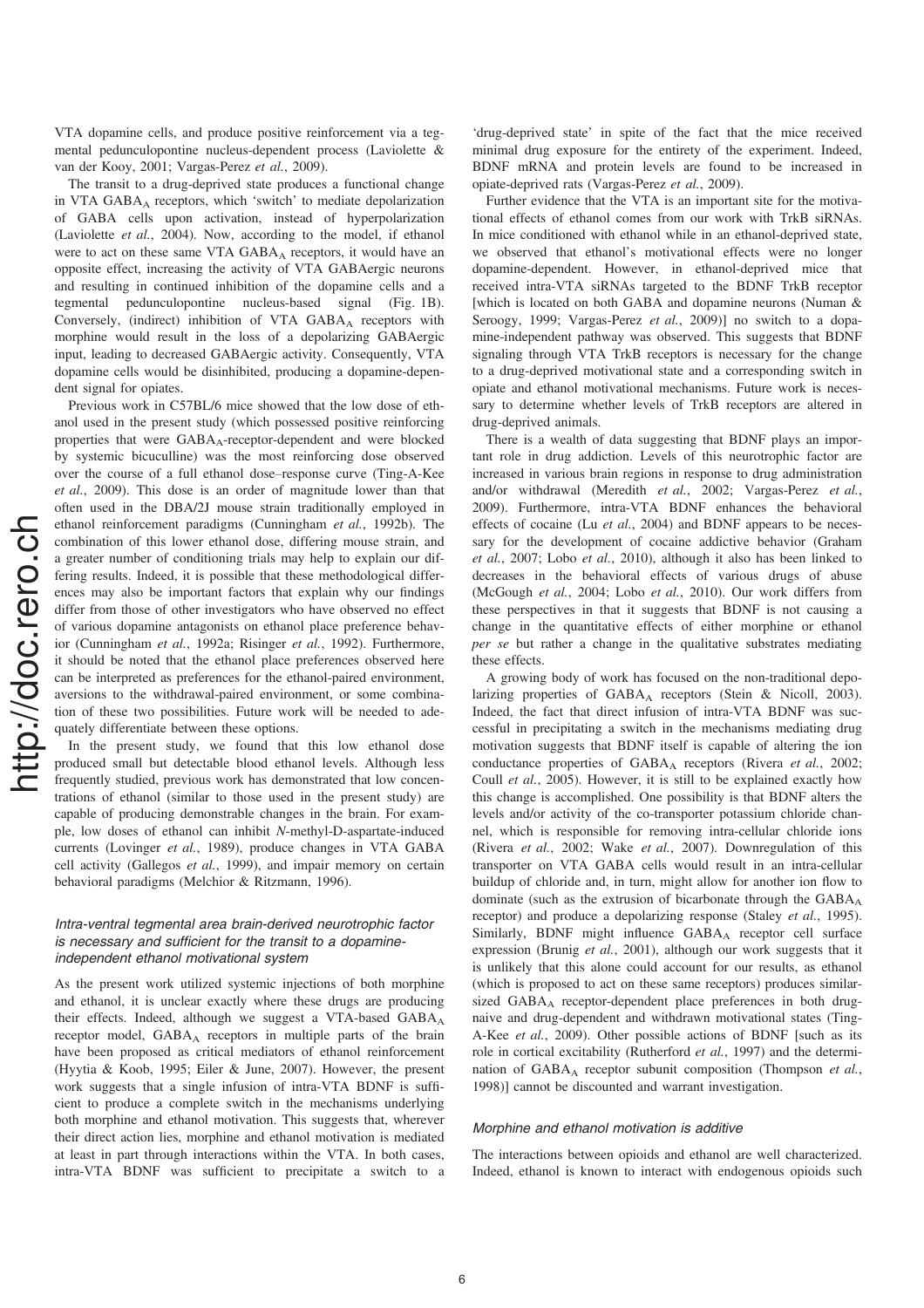VTA dopamine cells, and produce positive reinforcement via a tegmental pedunculopontine nucleus-dependent process (Laviolette & van der Kooy, 2001; Vargas-Perez *et al.*, 2009).

The transit to a drug-deprived state produces a functional change in VTA $GABA_A$ receptors, which 'switch' to mediate depolarization of GABA cells upon activation, instead of hyperpolarization (Laviolette *et al.*, 2004). Now, according to the model, if ethanol were to act on these same VTA $GABA_A$ receptors, it would have an opposite effect, increasing the activity of VTA GABAergic neurons and resulting in continued inhibition of the dopamine cells and a tegmental pedunculopontine nucleus-based signal (Fig. 1B). Conversely, (indirect) inhibition of VTA $GABA_A$ receptors with morphine would result in the loss of a depolarizing GABAergic input, leading to decreased GABAergic activity. Consequently, VTA dopamine cells would be disinhibited, producing a dopamine-dependent signal for opiates.

Previous work in C57BL/6 mice showed that the low dose of ethanol used in the present study (which possessed positive reinforcing properties that were $GABA_A$-receptor-dependent and were blocked by systemic bicuculline) was the most reinforcing dose observed over the course of a full ethanol dose–response curve (Ting-A-Kee *et al.*, 2009). This dose is an order of magnitude lower than that often used in the DBA/2J mouse strain traditionally employed in ethanol reinforcement paradigms (Cunningham *et al.*, 1992b). The combination of this lower ethanol dose, differing mouse strain, and a greater number of conditioning trials may help to explain our differing results. Indeed, it is possible that these methodological differences may also be important factors that explain why our findings differ from those of other investigators who have observed no effect of various dopamine antagonists on ethanol place preference behavior (Cunningham *et al.*, 1992a; Risinger *et al.*, 1992). Furthermore, it should be noted that the ethanol place preferences observed here can be interpreted as preferences for the ethanol-paired environment, aversions to the withdrawal-paired environment, or some combination of these two possibilities. Future work will be needed to adequately differentiate between these options.

In the present study, we found that this low ethanol dose produced small but detectable blood ethanol levels. Although less frequently studied, previous work has demonstrated that low concentrations of ethanol (similar to those used in the present study) are capable of producing demonstrable changes in the brain. For example, low doses of ethanol can inhibit *N*-methyl-D-aspartate-induced currents (Lovinger *et al.*, 1989), produce changes in VTA GABA cell activity (Gallegos *et al.*, 1999), and impair memory on certain behavioral paradigms (Melchior & Ritzmann, 1996).

### *Intra-ventral tegmental area brain-derived neurotrophic factor is necessary and sufficient for the transit to a dopamine-independent ethanol motivational system*

As the present work utilized systemic injections of both morphine and ethanol, it is unclear exactly where these drugs are producing their effects. Indeed, although we suggest a VTA-based $GABA_A$ receptor model, $GABA_A$ receptors in multiple parts of the brain have been proposed as critical mediators of ethanol reinforcement (Hyytia & Koob, 1995; Eiler & June, 2007). However, the present work suggests that a single infusion of intra-VTA BDNF is sufficient to produce a complete switch in the mechanisms underlying both morphine and ethanol motivation. This suggests that, wherever their direct action lies, morphine and ethanol motivation is mediated at least in part through interactions within the VTA. In both cases, intra-VTA BDNF was sufficient to precipitate a switch to a 'drug-deprived state' in spite of the fact that the mice received minimal drug exposure for the entirety of the experiment. Indeed, BDNF mRNA and protein levels are found to be increased in opiate-deprived rats (Vargas-Perez *et al.*, 2009).

Further evidence that the VTA is an important site for the motivational effects of ethanol comes from our work with TrkB siRNAs. In mice conditioned with ethanol while in an ethanol-deprived state, we observed that ethanol's motivational effects were no longer dopamine-dependent. However, in ethanol-deprived mice that received intra-VTA siRNAs targeted to the BDNF TrkB receptor [which is located on both GABA and dopamine neurons (Numan & Seroogy, 1999; Vargas-Perez *et al.*, 2009)] no switch to a dopamine-independent pathway was observed. This suggests that BDNF signaling through VTA TrkB receptors is necessary for the change to a drug-deprived motivational state and a corresponding switch in opiate and ethanol motivational mechanisms. Future work is necessary to determine whether levels of TrkB receptors are altered in drug-deprived animals.

There is a wealth of data suggesting that BDNF plays an important role in drug addiction. Levels of this neurotrophic factor are increased in various brain regions in response to drug administration and/or withdrawal (Meredith *et al.*, 2002; Vargas-Perez *et al.*, 2009). Furthermore, intra-VTA BDNF enhances the behavioral effects of cocaine (Lu *et al.*, 2004) and BDNF appears to be necessary for the development of cocaine addictive behavior (Graham *et al.*, 2007; Lobo *et al.*, 2010), although it also has been linked to decreases in the behavioral effects of various drugs of abuse (McGough *et al.*, 2004; Lobo *et al.*, 2010). Our work differs from these perspectives in that it suggests that BDNF is not causing a change in the quantitative effects of either morphine or ethanol *per se* but rather a change in the qualitative substrates mediating these effects.

A growing body of work has focused on the non-traditional depolarizing properties of $GABA_A$ receptors (Stein & Nicoll, 2003). Indeed, the fact that direct infusion of intra-VTA BDNF was successful in precipitating a switch in the mechanisms mediating drug motivation suggests that BDNF itself is capable of altering the ion conductance properties of $GABA_A$ receptors (Rivera *et al.*, 2002; Coull *et al.*, 2005). However, it is still to be explained exactly how this change is accomplished. One possibility is that BDNF alters the levels and/or activity of the co-transporter potassium chloride channel, which is responsible for removing intra-cellular chloride ions (Rivera *et al.*, 2002; Wake *et al.*, 2007). Downregulation of this transporter on VTA GABA cells would result in an intra-cellular buildup of chloride and, in turn, might allow for another ion flow to dominate (such as the extrusion of bicarbonate through the $GABA_A$ receptor) and produce a depolarizing response (Staley *et al.*, 1995). Similarly, BDNF might influence $GABA_A$ receptor cell surface expression (Brunig *et al.*, 2001), although our work suggests that it is unlikely that this alone could account for our results, as ethanol (which is proposed to act on these same receptors) produces similar-sized $GABA_A$ receptor-dependent place preferences in both drug-naive and drug-dependent and withdrawn motivational states (Ting-A-Kee *et al.*, 2009). Other possible actions of BDNF [such as its role in cortical excitability (Rutherford *et al.*, 1997) and the determination of $GABA_A$ receptor subunit composition (Thompson *et al.*, 1998)] cannot be discounted and warrant investigation.

### *Morphine and ethanol motivation is additive*

The interactions between opioids and ethanol are well characterized. Indeed, ethanol is known to interact with endogenous opioids such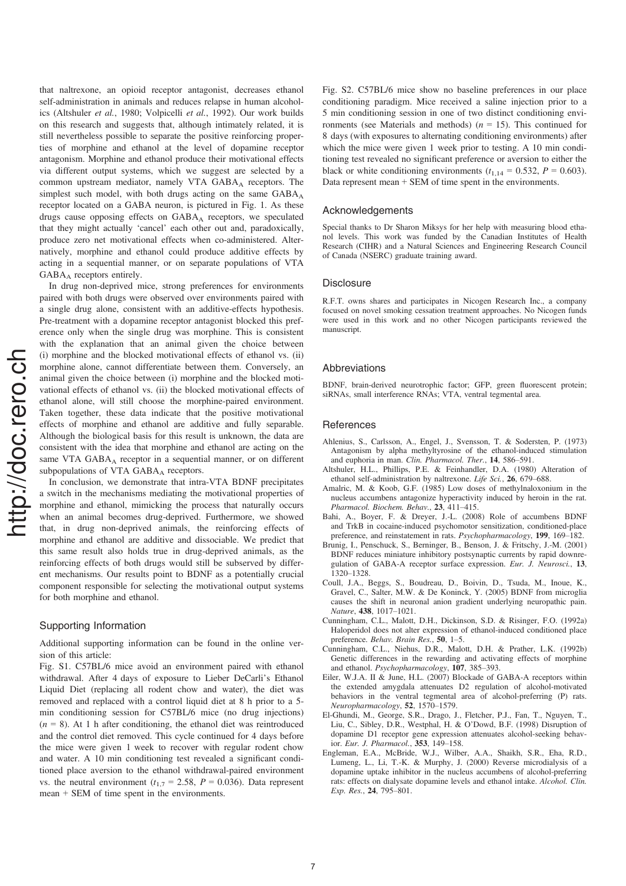that naltrexone, an opioid receptor antagonist, decreases ethanol self-administration in animals and reduces relapse in human alcoholics (Altshuler *et al.*, 1980; Volpicelli *et al.*, 1992). Our work builds on this research and suggests that, although intimately related, it is still nevertheless possible to separate the positive reinforcing properties of morphine and ethanol at the level of dopamine receptor antagonism. Morphine and ethanol produce their motivational effects via different output systems, which we suggest are selected by a common upstream mediator, namely VTA $GABA_A$ receptors. The simplest such model, with both drugs acting on the same $GABA_A$ receptor located on a GABA neuron, is pictured in Fig. 1. As these drugs cause opposing effects on $GABA_A$ receptors, we speculated that they might actually 'cancel' each other out and, paradoxically, produce zero net motivational effects when co-administered. Alternatively, morphine and ethanol could produce additive effects by acting in a sequential manner, or on separate populations of VTA $GABA_A$ receptors entirely.

In drug non-deprived mice, strong preferences for environments paired with both drugs were observed over environments paired with a single drug alone, consistent with an additive-effects hypothesis. Pre-treatment with a dopamine receptor antagonist blocked this preference only when the single drug was morphine. This is consistent with the explanation that an animal given the choice between (i) morphine and the blocked motivational effects of ethanol vs. (ii) morphine alone, cannot differentiate between them. Conversely, an animal given the choice between (i) morphine and the blocked motivational effects of ethanol vs. (ii) the blocked motivational effects of ethanol alone, will still choose the morphine-paired environment. Taken together, these data indicate that the positive motivational effects of morphine and ethanol are additive and fully separable. Although the biological basis for this result is unknown, the data are consistent with the idea that morphine and ethanol are acting on the same VTA $GABA_A$ receptor in a sequential manner, or on different subpopulations of VTA $GABA_A$ receptors.

In conclusion, we demonstrate that intra-VTA BDNF precipitates a switch in the mechanisms mediating the motivational properties of morphine and ethanol, mimicking the process that naturally occurs when an animal becomes drug-deprived. Furthermore, we showed that, in drug non-deprived animals, the reinforcing effects of morphine and ethanol are additive and dissociable. We predict that this same result also holds true in drug-deprived animals, as the reinforcing effects of both drugs would still be subserved by different mechanisms. Our results point to BDNF as a potentially crucial component responsible for selecting the motivational output systems for both morphine and ethanol.

## Supporting Information

Additional supporting information can be found in the online version of this article:

Fig. S1. C57BL/6 mice avoid an environment paired with ethanol withdrawal. After 4 days of exposure to Lieber DeCarli's Ethanol Liquid Diet (replacing all rodent chow and water), the diet was removed and replaced with a control liquid diet at 8 h prior to a 5-min conditioning session for C57BL/6 mice (no drug injections) ($n = 8$). At 1 h after conditioning, the ethanol diet was reintroduced and the control diet removed. This cycle continued for 4 days before the mice were given 1 week to recover with regular rodent chow and water. A 10 min conditioning test revealed a significant conditioned place aversion to the ethanol withdrawal-paired environment vs. the neutral environment ($t_{1,7} = 2.58$, $P = 0.036$). Data represent mean + SEM of time spent in the environments.

Fig. S2. C57BL/6 mice show no baseline preferences in our place conditioning paradigm. Mice received a saline injection prior to a 5 min conditioning session in one of two distinct conditioning environments (see Materials and methods) ($n = 15$). This continued for 8 days (with exposures to alternating conditioning environments) after which the mice were given 1 week prior to testing. A 10 min conditioning test revealed no significant preference or aversion to either the black or white conditioning environments ($t_{1,14} = 0.532$, $P = 0.603$). Data represent mean + SEM of time spent in the environments.

## Acknowledgements

Special thanks to Dr Sharon Miksys for her help with measuring blood ethanol levels. This work was funded by the Canadian Institutes of Health Research (CIHR) and a Natural Sciences and Engineering Research Council of Canada (NSERC) graduate training award.

## Disclosure

R.F.T. owns shares and participates in Nicogen Research Inc., a company focused on novel smoking cessation treatment approaches. No Nicogen funds were used in this work and no other Nicogen participants reviewed the manuscript.

## Abbreviations

BDNF, brain-derived neurotrophic factor; GFP, green fluorescent protein; siRNAs, small interference RNAs; VTA, ventral tegmental area.

## References

Ahlenius, S., Carlsson, A., Engel, J., Svensson, T. & Sodersten, P. (1973) Antagonism by alpha methyltyrosine of the ethanol-induced stimulation and euphoria in man. *Clin. Pharmacol. Ther.*, **14**, 586–591.

Altshuler, H.L., Phillips, P.E. & Feinhandler, D.A. (1980) Alteration of ethanol self-administration by naltrexone. *Life Sci.*, **26**, 679–688.

Amalric, M. & Koob, G.F. (1985) Low doses of methylnaloxonium in the nucleus accumbens antagonize hyperactivity induced by heroin in the rat. *Pharmacol. Biochem. Behav.*, **23**, 411–415.

Bahi, A., Boyer, F. & Dreyer, J.-L. (2008) Role of accumbens BDNF and TrkB in cocaine-induced psychomotor sensitization, conditioned-place preference, and reinstatement in rats. *Psychopharmacology*, **199**, 169–182.

Brunig, I., Penschuck, S., Berninger, B., Benson, J. & Fritschy, J.-M. (2001) BDNF reduces miniature inhibitory postsynaptic currents by rapid downregulation of GABA-A receptor surface expression. *Eur. J. Neurosci.*, **13**, 1320–1328.

Coull, J.A., Beggs, S., Boudreau, D., Boivin, D., Tsuda, M., Inoue, K., Gravel, C., Salter, M.W. & De Koninck, Y. (2005) BDNF from microglia causes the shift in neuronal anion gradient underlying neuropathic pain. *Nature*, **438**, 1017–1021.

Cunningham, C.L., Malott, D.H., Dickinson, S.D. & Risinger, F.O. (1992a) Haloperidol does not alter expression of ethanol-induced conditioned place preference. *Behav. Brain Res.*, **50**, 1–5.

Cunningham, C.L., Niehus, D.R., Malott, D.H. & Prather, L.K. (1992b) Genetic differences in the rewarding and activating effects of morphine and ethanol. *Psychopharmacology*, **107**, 385–393.

Eiler, W.J.A. II & June, H.L. (2007) Blockade of GABA-A receptors within the extended amygdala attenuates D2 regulation of alcohol-motivated behaviors in the ventral tegmental area of alcohol-preferring (P) rats. *Neuropharmacology*, **52**, 1570–1579.

El-Ghundi, M., George, S.R., Drago, J., Fletcher, P.J., Fan, T., Nguyen, T., Liu, C., Sibley, D.R., Westphal, H. & O'Dowd, B.F. (1998) Disruption of dopamine D1 receptor gene expression attenuates alcohol-seeking behavior. *Eur. J. Pharmacol.*, **353**, 149–158.

Engleman, E.A., McBride, W.J., Wilber, A.A., Shaikh, S.R., Eha, R.D., Lumeng, L., Li, T.-K. & Murphy, J. (2000) Reverse microdialysis of a dopamine uptake inhibitor in the nucleus accumbens of alcohol-preferring rats: effects on dialysate dopamine levels and ethanol intake. *Alcohol. Clin. Exp. Res.*, **24**, 795–801.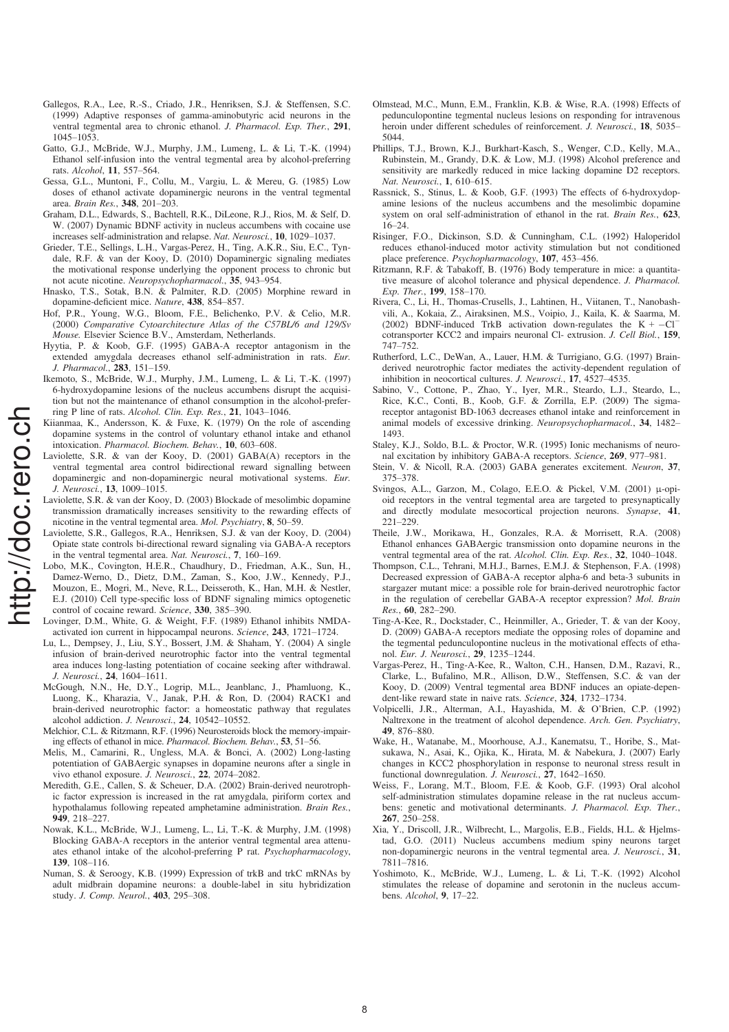Gallegos, R.A., Lee, R.-S., Criado, J.R., Henriksen, S.J. & Steffensen, S.C. (1999) Adaptive responses of gamma-aminobutyric acid neurons in the ventral tegmental area to chronic ethanol. *J. Pharmacol. Exp. Ther.*, **291**, 1045–1053.

Gatto, G.J., McBride, W.J., Murphy, J.M., Lumeng, L. & Li, T.-K. (1994) Ethanol self-infusion into the ventral tegmental area by alcohol-preferring rats. *Alcohol*, **11**, 557–564.

Gessa, G.L., Muntoni, F., Collu, M., Vargiu, L. & Mereu, G. (1985) Low doses of ethanol activate dopaminergic neurons in the ventral tegmental area. *Brain Res.*, **348**, 201–203.

Graham, D.L., Edwards, S., Bachtell, R.K., DiLeone, R.J., Rios, M. & Self, D. W. (2007) Dynamic BDNF activity in nucleus accumbens with cocaine use increases self-administration and relapse. *Nat. Neurosci.*, **10**, 1029–1037.

Grieder, T.E., Sellings, L.H., Vargas-Perez, H., Ting, A.K.R., Siu, E.C., Tyndale, R.F. & van der Kooy, D. (2010) Dopaminergic signaling mediates the motivational response underlying the opponent process to chronic but not acute nicotine. *Neuropsychopharmacol.*, **35**, 943–954.

Hnasko, T.S., Sotak, B.N. & Palmiter, R.D. (2005) Morphine reward in dopamine-deficient mice. *Nature*, **438**, 854–857.

Hof, P.R., Young, W.G., Bloom, F.E., Belichenko, P.V. & Celio, M.R. (2000) *Comparative Cytoarchitecture Atlas of the C57BL/6 and 129/Sv Mouse.* Elsevier Science B.V., Amsterdam, Netherlands.

Hyytia, P. & Koob, G.F. (1995) GABA-A receptor antagonism in the extended amygdala decreases ethanol self-administration in rats. *Eur. J. Pharmacol.*, **283**, 151–159.

Ikemoto, S., McBride, W.J., Murphy, J.M., Lumeng, L. & Li, T.-K. (1997) 6-hydroxydopamine lesions of the nucleus accumbens disrupt the acquisition but not the maintenance of ethanol consumption in the alcohol-preferring P line of rats. *Alcohol. Clin. Exp. Res.*, **21**, 1043–1046.

Kiianmaa, K., Andersson, K. & Fuxe, K. (1979) On the role of ascending dopamine systems in the control of voluntary ethanol intake and ethanol intoxication. *Pharmacol. Biochem. Behav.*, **10**, 603–608.

Laviolette, S.R. & van der Kooy, D. (2001) GABA(A) receptors in the ventral tegmental area control bidirectional reward signalling between dopaminergic and non-dopaminergic neural motivational systems. *Eur. J. Neurosci.*, **13**, 1009–1015.

Laviolette, S.R. & van der Kooy, D. (2003) Blockade of mesolimbic dopamine transmission dramatically increases sensitivity to the rewarding effects of nicotine in the ventral tegmental area. *Mol. Psychiatry*, **8**, 50–59.

Laviolette, S.R., Gallegos, R.A., Henriksen, S.J. & van der Kooy, D. (2004) Opiate state controls bi-directional reward signaling via GABA-A receptors in the ventral tegmental area. *Nat. Neurosci.*, **7**, 160–169.

Lobo, M.K., Covington, H.E.R., Chaudhury, D., Friedman, A.K., Sun, H., Damez-Werno, D., Dietz, D.M., Zaman, S., Koo, J.W., Kennedy, P.J., Mouzon, E., Mogri, M., Neve, R.L., Deisseroth, K., Han, M.H. & Nestler, E.J. (2010) Cell type-specific loss of BDNF signaling mimics optogenetic control of cocaine reward. *Science*, **330**, 385–390.

Lovinger, D.M., White, G. & Weight, F.F. (1989) Ethanol inhibits NMDA-activated ion current in hippocampal neurons. *Science*, **243**, 1721–1724.

Lu, L., Dempsey, J., Liu, S.Y., Bossert, J.M. & Shaham, Y. (2004) A single infusion of brain-derived neurotrophic factor into the ventral tegmental area induces long-lasting potentiation of cocaine seeking after withdrawal. *J. Neurosci.*, **24**, 1604–1611.

McGough, N.N., He, D.Y., Logrip, M.L., Jeanblanc, J., Phamluong, K., Luong, K., Kharazia, V., Janak, P.H. & Ron, D. (2004) RACK1 and brain-derived neurotrophic factor: a homeostatic pathway that regulates alcohol addiction. *J. Neurosci.*, **24**, 10542–10552.

Melchior, C.L. & Ritzmann, R.F. (1996) Neurosteroids block the memory-impairing effects of ethanol in mice. *Pharmacol. Biochem. Behav.*, **53**, 51–56.

Melis, M., Camarini, R., Ungless, M.A. & Bonci, A. (2002) Long-lasting potentiation of GABAergic synapses in dopamine neurons after a single in vivo ethanol exposure. *J. Neurosci.*, **22**, 2074–2082.

Meredith, G.E., Callen, S. & Scheuer, D.A. (2002) Brain-derived neurotrophic factor expression is increased in the rat amygdala, piriform cortex and hypothalamus following repeated amphetamine administration. *Brain Res.*, **949**, 218–227.

Nowak, K.L., McBride, W.J., Lumeng, L., Li, T.-K. & Murphy, J.M. (1998) Blocking GABA-A receptors in the anterior ventral tegmental area attenuates ethanol intake of the alcohol-preferring P rat. *Psychopharmacology*, **139**, 108–116.

Numan, S. & Seroogy, K.B. (1999) Expression of trkB and trkC mRNAs by adult midbrain dopamine neurons: a double-label in situ hybridization study. *J. Comp. Neurol.*, **403**, 295–308.

Olmstead, M.C., Munn, E.M., Franklin, K.B. & Wise, R.A. (1998) Effects of pedunculopontine tegmental nucleus lesions on responding for intravenous heroin under different schedules of reinforcement. *J. Neurosci.*, **18**, 5035–5044.

Phillips, T.J., Brown, K.J., Burkhart-Kasch, S., Wenger, C.D., Kelly, M.A., Rubinstein, M., Grandy, D.K. & Low, M.J. (1998) Alcohol preference and sensitivity are markedly reduced in mice lacking dopamine D2 receptors. *Nat. Neurosci.*, **1**, 610–615.

Rassnick, S., Stinus, L. & Koob, G.F. (1993) The effects of 6-hydroxydopamine lesions of the nucleus accumbens and the mesolimbic dopamine system on oral self-administration of ethanol in the rat. *Brain Res.*, **623**, 16–24.

Risinger, F.O., Dickinson, S.D. & Cunningham, C.L. (1992) Haloperidol reduces ethanol-induced motor activity stimulation but not conditioned place preference. *Psychopharmacology*, **107**, 453–456.

Ritzmann, R.F. & Tabakoff, B. (1976) Body temperature in mice: a quantitative measure of alcohol tolerance and physical dependence. *J. Pharmacol. Exp. Ther.*, **199**, 158–170.

Rivera, C., Li, H., Thomas-Crusells, J., Lahtinen, H., Viitanen, T., Nanobashvili, A., Kokaia, Z., Airaksinen, M.S., Voipio, J., Kaila, K. & Saarma, M. (2002) BDNF-induced TrkB activation down-regulates the $K^+-Cl^-$ cotransporter KCC2 and impairs neuronal Cl- extrusion. *J. Cell Biol.*, **159**, 747–752.

Rutherford, L.C., DeWan, A., Lauer, H.M. & Turrigiano, G.G. (1997) Brain-derived neurotrophic factor mediates the activity-dependent regulation of inhibition in neocortical cultures. *J. Neurosci.*, **17**, 4527–4535.

Sabino, V., Cottone, P., Zhao, Y., Iyer, M.R., Steardo, L.J., Steardo, L., Rice, K.C., Conti, B., Koob, G.F. & Zorrilla, E.P. (2009) The sigma-receptor antagonist BD-1063 decreases ethanol intake and reinforcement in animal models of excessive drinking. *Neuropsychopharmacol.*, **34**, 1482–1493.

Staley, K.J., Soldo, B.L. & Proctor, W.R. (1995) Ionic mechanisms of neuronal excitation by inhibitory GABA-A receptors. *Science*, **269**, 977–981.

Stein, V. & Nicoll, R.A. (2003) GABA generates excitement. *Neuron*, **37**, 375–378.

Svingos, A.L., Garzon, M., Colago, E.E.O. & Pickel, V.M. (2001) μ-opioid receptors in the ventral tegmental area are targeted to presynaptically and directly modulate mesocortical projection neurons. *Synapse*, **41**, 221–229.

Theile, J.W., Morikawa, H., Gonzales, R.A. & Morrisett, R.A. (2008) Ethanol enhances GABAergic transmission onto dopamine neurons in the ventral tegmental area of the rat. *Alcohol. Clin. Exp. Res.*, **32**, 1040–1048.

Thompson, C.L., Tehrani, M.H.J., Barnes, E.M.J. & Stephenson, F.A. (1998) Decreased expression of GABA-A receptor alpha-6 and beta-3 subunits in stargazer mutant mice: a possible role for brain-derived neurotrophic factor in the regulation of cerebellar GABA-A receptor expression? *Mol. Brain Res.*, **60**, 282–290.

Ting-A-Kee, R., Dockstader, C., Heinmiller, A., Grieder, T. & van der Kooy, D. (2009) GABA-A receptors mediate the opposing roles of dopamine and the tegmental pedunculopontine nucleus in the motivational effects of ethanol. *Eur. J. Neurosci.*, **29**, 1235–1244.

Vargas-Perez, H., Ting-A-Kee, R., Walton, C.H., Hansen, D.M., Razavi, R., Clarke, L., Bufalino, M.R., Allison, D.W., Steffensen, S.C. & van der Kooy, D. (2009) Ventral tegmental area BDNF induces an opiate-dependent-like reward state in naive rats. *Science*, **324**, 1732–1734.

Volpicelli, J.R., Alterman, A.I., Hayashida, M. & O'Brien, C.P. (1992) Naltrexone in the treatment of alcohol dependence. *Arch. Gen. Psychiatry*, **49**, 876–880.

Wake, H., Watanabe, M., Moorhouse, A.J., Kanematsu, T., Horibe, S., Matsukawa, N., Asai, K., Ojika, K., Hirata, M. & Nabekura, J. (2007) Early changes in KCC2 phosphorylation in response to neuronal stress result in functional downregulation. *J. Neurosci.*, **27**, 1642–1650.

Weiss, F., Lorang, M.T., Bloom, F.E. & Koob, G.F. (1993) Oral alcohol self-administration stimulates dopamine release in the rat nucleus accumbens: genetic and motivational determinants. *J. Pharmacol. Exp. Ther.*, **267**, 250–258.

Xia, Y., Driscoll, J.R., Wilbrecht, L., Margolis, E.B., Fields, H.L. & Hjelmstad, G.O. (2011) Nucleus accumbens medium spiny neurons target non-dopaminergic neurons in the ventral tegmental area. *J. Neurosci.*, **31**, 7811–7816.

Yoshimoto, K., McBride, W.J., Lumeng, L. & Li, T.-K. (1992) Alcohol stimulates the release of dopamine and serotonin in the nucleus accumbens. *Alcohol*, **9**, 17–22.